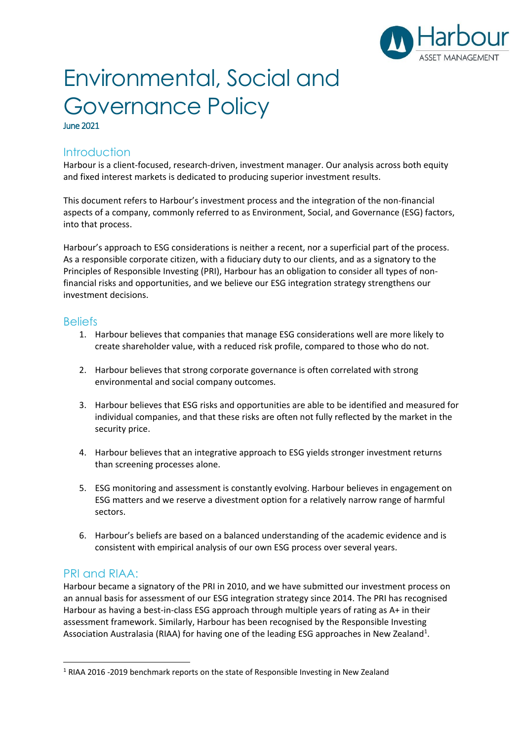# Environmental, Social and Governance Policy

June 2021

## Introduction

Harbour is a client-focused, research-driven, investment manager. Our analysis across both equity and fixed interest markets is dedicated to producing superior investment results.

This document refers to Harbour's investment process and the integration of the non-financial aspects of a company, commonly referred to as Environment, Social, and Governance (ESG) factors, into that process.

Harbour's approach to ESG considerations is neither a recent, nor a superficial part of the process. As a responsible corporate citizen, with a fiduciary duty to our clients, and as a signatory to the Principles of Responsible Investing (PRI), Harbour has an obligation to consider all types of non-financial risks and opportunities, and we believe our ESG integration strategy strengthens our investment decisions.

## Beliefs

1. Harbour believes that companies that manage ESG considerations well are more likely to create shareholder value, with a reduced risk profile, compared to those who do not.

2. Harbour believes that strong corporate governance is often correlated with strong environmental and social company outcomes.

3. Harbour believes that ESG risks and opportunities are able to be identified and measured for individual companies, and that these risks are often not fully reflected by the market in the security price.

4. Harbour believes that an integrative approach to ESG yields stronger investment returns than screening processes alone.

5. ESG monitoring and assessment is constantly evolving. Harbour believes in engagement on ESG matters and we reserve a divestment option for a relatively narrow range of harmful sectors.

6. Harbour's beliefs are based on a balanced understanding of the academic evidence and is consistent with empirical analysis of our own ESG process over several years.

## PRI and RIAA:

Harbour became a signatory of the PRI in 2010, and we have submitted our investment process on an annual basis for assessment of our ESG integration strategy since 2014. The PRI has recognised Harbour as having a best-in-class ESG approach through multiple years of rating as A+ in their assessment framework. Similarly, Harbour has been recognised by the Responsible Investing Association Australasia (RIAA) for having one of the leading ESG approaches in New Zealand[1].

[1] RIAA 2016 -2019 benchmark reports on the state of Responsible Investing in New Zealand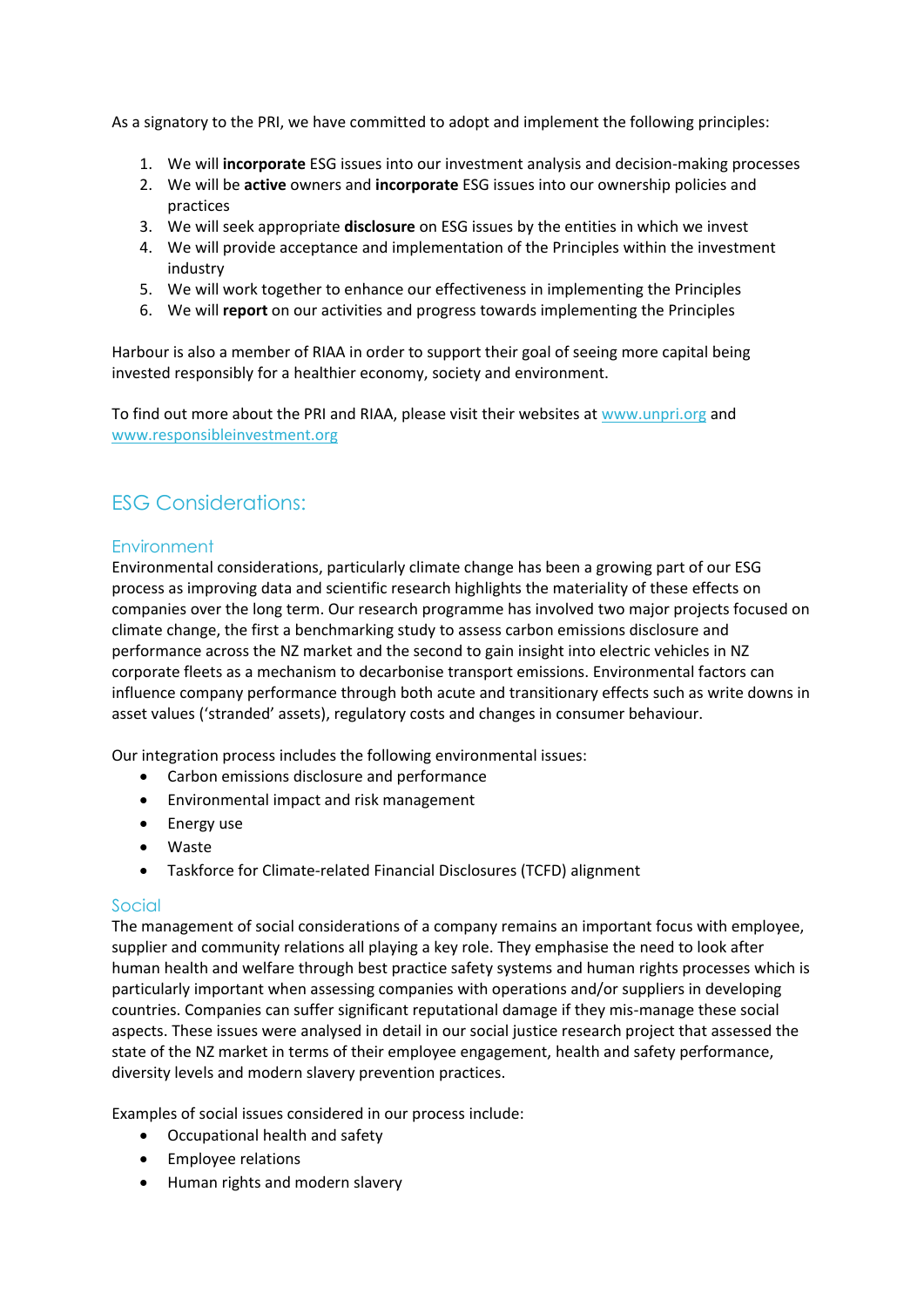As a signatory to the PRI, we have committed to adopt and implement the following principles:

1. We will **incorporate** ESG issues into our investment analysis and decision-making processes
2. We will be **active** owners and **incorporate** ESG issues into our ownership policies and practices
3. We will seek appropriate **disclosure** on ESG issues by the entities in which we invest
4. We will provide acceptance and implementation of the Principles within the investment industry
5. We will work together to enhance our effectiveness in implementing the Principles
6. We will **report** on our activities and progress towards implementing the Principles

Harbour is also a member of RIAA in order to support their goal of seeing more capital being invested responsibly for a healthier economy, society and environment.

To find out more about the PRI and RIAA, please visit their websites at www.unpri.org and www.responsibleinvestment.org

## ESG Considerations:

### Environment

Environmental considerations, particularly climate change has been a growing part of our ESG process as improving data and scientific research highlights the materiality of these effects on companies over the long term. Our research programme has involved two major projects focused on climate change, the first a benchmarking study to assess carbon emissions disclosure and performance across the NZ market and the second to gain insight into electric vehicles in NZ corporate fleets as a mechanism to decarbonise transport emissions. Environmental factors can influence company performance through both acute and transitionary effects such as write downs in asset values ('stranded' assets), regulatory costs and changes in consumer behaviour.

Our integration process includes the following environmental issues:

- Carbon emissions disclosure and performance
- Environmental impact and risk management
- Energy use
- Waste
- Taskforce for Climate-related Financial Disclosures (TCFD) alignment

### Social

The management of social considerations of a company remains an important focus with employee, supplier and community relations all playing a key role. They emphasise the need to look after human health and welfare through best practice safety systems and human rights processes which is particularly important when assessing companies with operations and/or suppliers in developing countries. Companies can suffer significant reputational damage if they mis-manage these social aspects. These issues were analysed in detail in our social justice research project that assessed the state of the NZ market in terms of their employee engagement, health and safety performance, diversity levels and modern slavery prevention practices.

Examples of social issues considered in our process include:

- Occupational health and safety
- Employee relations
- Human rights and modern slavery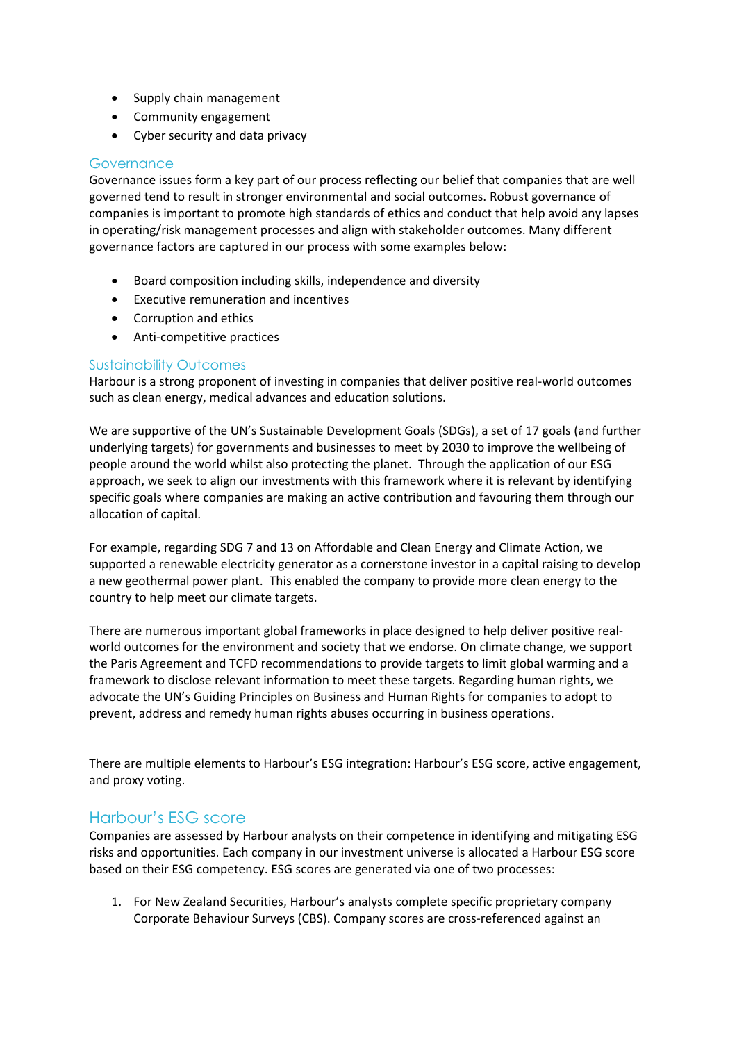- Supply chain management
- Community engagement
- Cyber security and data privacy

### Governance

Governance issues form a key part of our process reflecting our belief that companies that are well governed tend to result in stronger environmental and social outcomes. Robust governance of companies is important to promote high standards of ethics and conduct that help avoid any lapses in operating/risk management processes and align with stakeholder outcomes. Many different governance factors are captured in our process with some examples below:

- Board composition including skills, independence and diversity
- Executive remuneration and incentives
- Corruption and ethics
- Anti-competitive practices

### Sustainability Outcomes

Harbour is a strong proponent of investing in companies that deliver positive real-world outcomes such as clean energy, medical advances and education solutions.

We are supportive of the UN's Sustainable Development Goals (SDGs), a set of 17 goals (and further underlying targets) for governments and businesses to meet by 2030 to improve the wellbeing of people around the world whilst also protecting the planet. Through the application of our ESG approach, we seek to align our investments with this framework where it is relevant by identifying specific goals where companies are making an active contribution and favouring them through our allocation of capital.

For example, regarding SDG 7 and 13 on Affordable and Clean Energy and Climate Action, we supported a renewable electricity generator as a cornerstone investor in a capital raising to develop a new geothermal power plant. This enabled the company to provide more clean energy to the country to help meet our climate targets.

There are numerous important global frameworks in place designed to help deliver positive real-world outcomes for the environment and society that we endorse. On climate change, we support the Paris Agreement and TCFD recommendations to provide targets to limit global warming and a framework to disclose relevant information to meet these targets. Regarding human rights, we advocate the UN's Guiding Principles on Business and Human Rights for companies to adopt to prevent, address and remedy human rights abuses occurring in business operations.

There are multiple elements to Harbour's ESG integration: Harbour's ESG score, active engagement, and proxy voting.

## Harbour's ESG score

Companies are assessed by Harbour analysts on their competence in identifying and mitigating ESG risks and opportunities. Each company in our investment universe is allocated a Harbour ESG score based on their ESG competency. ESG scores are generated via one of two processes:

1. For New Zealand Securities, Harbour's analysts complete specific proprietary company Corporate Behaviour Surveys (CBS). Company scores are cross-referenced against an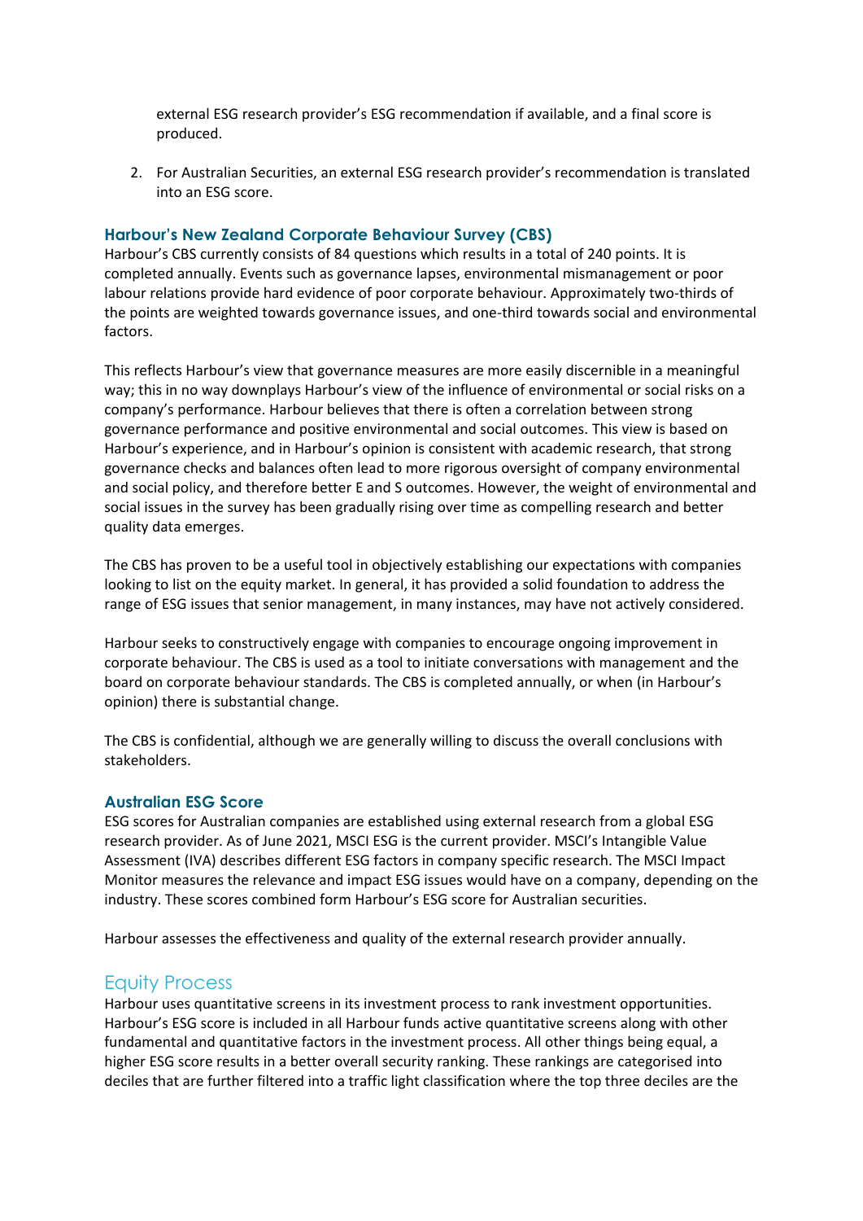external ESG research provider's ESG recommendation if available, and a final score is produced.

2. For Australian Securities, an external ESG research provider's recommendation is translated into an ESG score.

### Harbour's New Zealand Corporate Behaviour Survey (CBS)

Harbour's CBS currently consists of 84 questions which results in a total of 240 points. It is completed annually. Events such as governance lapses, environmental mismanagement or poor labour relations provide hard evidence of poor corporate behaviour. Approximately two-thirds of the points are weighted towards governance issues, and one-third towards social and environmental factors.

This reflects Harbour's view that governance measures are more easily discernible in a meaningful way; this in no way downplays Harbour's view of the influence of environmental or social risks on a company's performance. Harbour believes that there is often a correlation between strong governance performance and positive environmental and social outcomes. This view is based on Harbour's experience, and in Harbour's opinion is consistent with academic research, that strong governance checks and balances often lead to more rigorous oversight of company environmental and social policy, and therefore better E and S outcomes. However, the weight of environmental and social issues in the survey has been gradually rising over time as compelling research and better quality data emerges.

The CBS has proven to be a useful tool in objectively establishing our expectations with companies looking to list on the equity market. In general, it has provided a solid foundation to address the range of ESG issues that senior management, in many instances, may have not actively considered.

Harbour seeks to constructively engage with companies to encourage ongoing improvement in corporate behaviour. The CBS is used as a tool to initiate conversations with management and the board on corporate behaviour standards. The CBS is completed annually, or when (in Harbour's opinion) there is substantial change.

The CBS is confidential, although we are generally willing to discuss the overall conclusions with stakeholders.

### Australian ESG Score

ESG scores for Australian companies are established using external research from a global ESG research provider. As of June 2021, MSCI ESG is the current provider. MSCI's Intangible Value Assessment (IVA) describes different ESG factors in company specific research. The MSCI Impact Monitor measures the relevance and impact ESG issues would have on a company, depending on the industry. These scores combined form Harbour's ESG score for Australian securities.

Harbour assesses the effectiveness and quality of the external research provider annually.

## Equity Process

Harbour uses quantitative screens in its investment process to rank investment opportunities. Harbour's ESG score is included in all Harbour funds active quantitative screens along with other fundamental and quantitative factors in the investment process. All other things being equal, a higher ESG score results in a better overall security ranking. These rankings are categorised into deciles that are further filtered into a traffic light classification where the top three deciles are the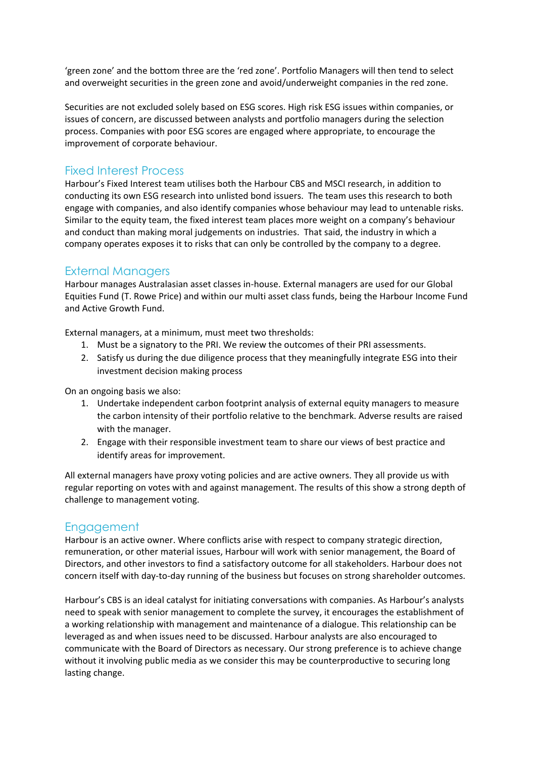'green zone' and the bottom three are the 'red zone'. Portfolio Managers will then tend to select and overweight securities in the green zone and avoid/underweight companies in the red zone.

Securities are not excluded solely based on ESG scores. High risk ESG issues within companies, or issues of concern, are discussed between analysts and portfolio managers during the selection process. Companies with poor ESG scores are engaged where appropriate, to encourage the improvement of corporate behaviour.

## Fixed Interest Process

Harbour's Fixed Interest team utilises both the Harbour CBS and MSCI research, in addition to conducting its own ESG research into unlisted bond issuers. The team uses this research to both engage with companies, and also identify companies whose behaviour may lead to untenable risks. Similar to the equity team, the fixed interest team places more weight on a company's behaviour and conduct than making moral judgements on industries. That said, the industry in which a company operates exposes it to risks that can only be controlled by the company to a degree.

## External Managers

Harbour manages Australasian asset classes in-house. External managers are used for our Global Equities Fund (T. Rowe Price) and within our multi asset class funds, being the Harbour Income Fund and Active Growth Fund.

External managers, at a minimum, must meet two thresholds:

1. Must be a signatory to the PRI. We review the outcomes of their PRI assessments.
2. Satisfy us during the due diligence process that they meaningfully integrate ESG into their investment decision making process

On an ongoing basis we also:

1. Undertake independent carbon footprint analysis of external equity managers to measure the carbon intensity of their portfolio relative to the benchmark. Adverse results are raised with the manager.
2. Engage with their responsible investment team to share our views of best practice and identify areas for improvement.

All external managers have proxy voting policies and are active owners. They all provide us with regular reporting on votes with and against management. The results of this show a strong depth of challenge to management voting.

## Engagement

Harbour is an active owner. Where conflicts arise with respect to company strategic direction, remuneration, or other material issues, Harbour will work with senior management, the Board of Directors, and other investors to find a satisfactory outcome for all stakeholders. Harbour does not concern itself with day-to-day running of the business but focuses on strong shareholder outcomes.

Harbour's CBS is an ideal catalyst for initiating conversations with companies. As Harbour's analysts need to speak with senior management to complete the survey, it encourages the establishment of a working relationship with management and maintenance of a dialogue. This relationship can be leveraged as and when issues need to be discussed. Harbour analysts are also encouraged to communicate with the Board of Directors as necessary. Our strong preference is to achieve change without it involving public media as we consider this may be counterproductive to securing long lasting change.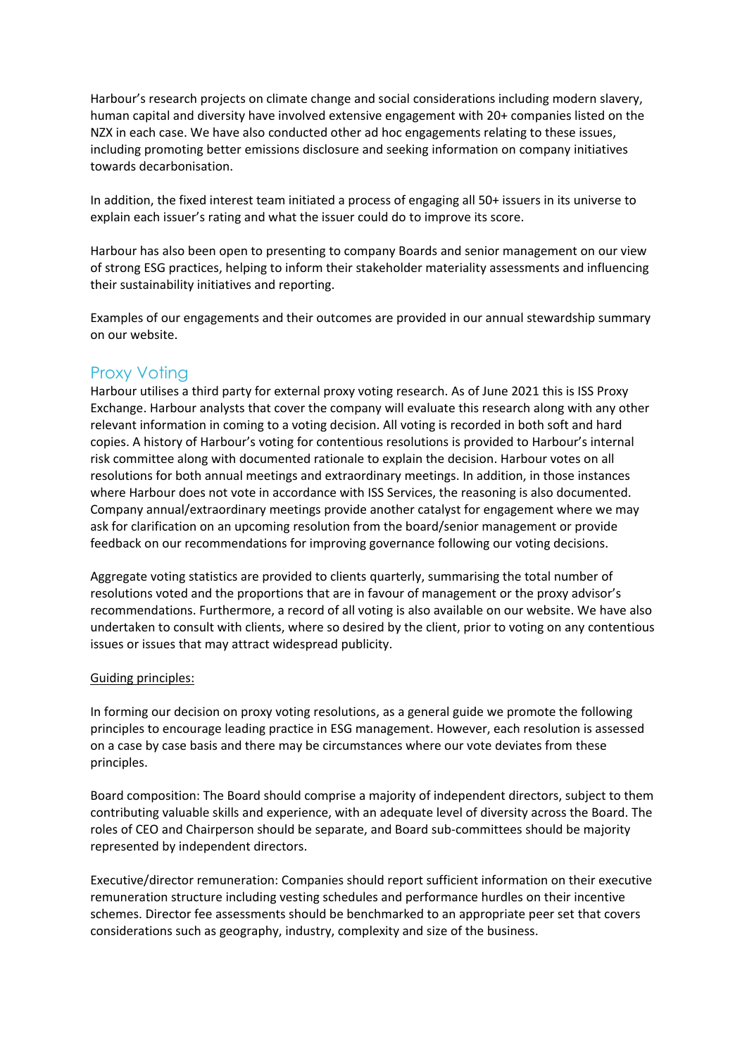Harbour's research projects on climate change and social considerations including modern slavery, human capital and diversity have involved extensive engagement with 20+ companies listed on the NZX in each case. We have also conducted other ad hoc engagements relating to these issues, including promoting better emissions disclosure and seeking information on company initiatives towards decarbonisation.

In addition, the fixed interest team initiated a process of engaging all 50+ issuers in its universe to explain each issuer's rating and what the issuer could do to improve its score.

Harbour has also been open to presenting to company Boards and senior management on our view of strong ESG practices, helping to inform their stakeholder materiality assessments and influencing their sustainability initiatives and reporting.

Examples of our engagements and their outcomes are provided in our annual stewardship summary on our website.

## Proxy Voting

Harbour utilises a third party for external proxy voting research. As of June 2021 this is ISS Proxy Exchange. Harbour analysts that cover the company will evaluate this research along with any other relevant information in coming to a voting decision. All voting is recorded in both soft and hard copies. A history of Harbour's voting for contentious resolutions is provided to Harbour's internal risk committee along with documented rationale to explain the decision. Harbour votes on all resolutions for both annual meetings and extraordinary meetings. In addition, in those instances where Harbour does not vote in accordance with ISS Services, the reasoning is also documented. Company annual/extraordinary meetings provide another catalyst for engagement where we may ask for clarification on an upcoming resolution from the board/senior management or provide feedback on our recommendations for improving governance following our voting decisions.

Aggregate voting statistics are provided to clients quarterly, summarising the total number of resolutions voted and the proportions that are in favour of management or the proxy advisor's recommendations. Furthermore, a record of all voting is also available on our website. We have also undertaken to consult with clients, where so desired by the client, prior to voting on any contentious issues or issues that may attract widespread publicity.

<u>Guiding principles:</u>

In forming our decision on proxy voting resolutions, as a general guide we promote the following principles to encourage leading practice in ESG management. However, each resolution is assessed on a case by case basis and there may be circumstances where our vote deviates from these principles.

Board composition: The Board should comprise a majority of independent directors, subject to them contributing valuable skills and experience, with an adequate level of diversity across the Board. The roles of CEO and Chairperson should be separate, and Board sub-committees should be majority represented by independent directors.

Executive/director remuneration: Companies should report sufficient information on their executive remuneration structure including vesting schedules and performance hurdles on their incentive schemes. Director fee assessments should be benchmarked to an appropriate peer set that covers considerations such as geography, industry, complexity and size of the business.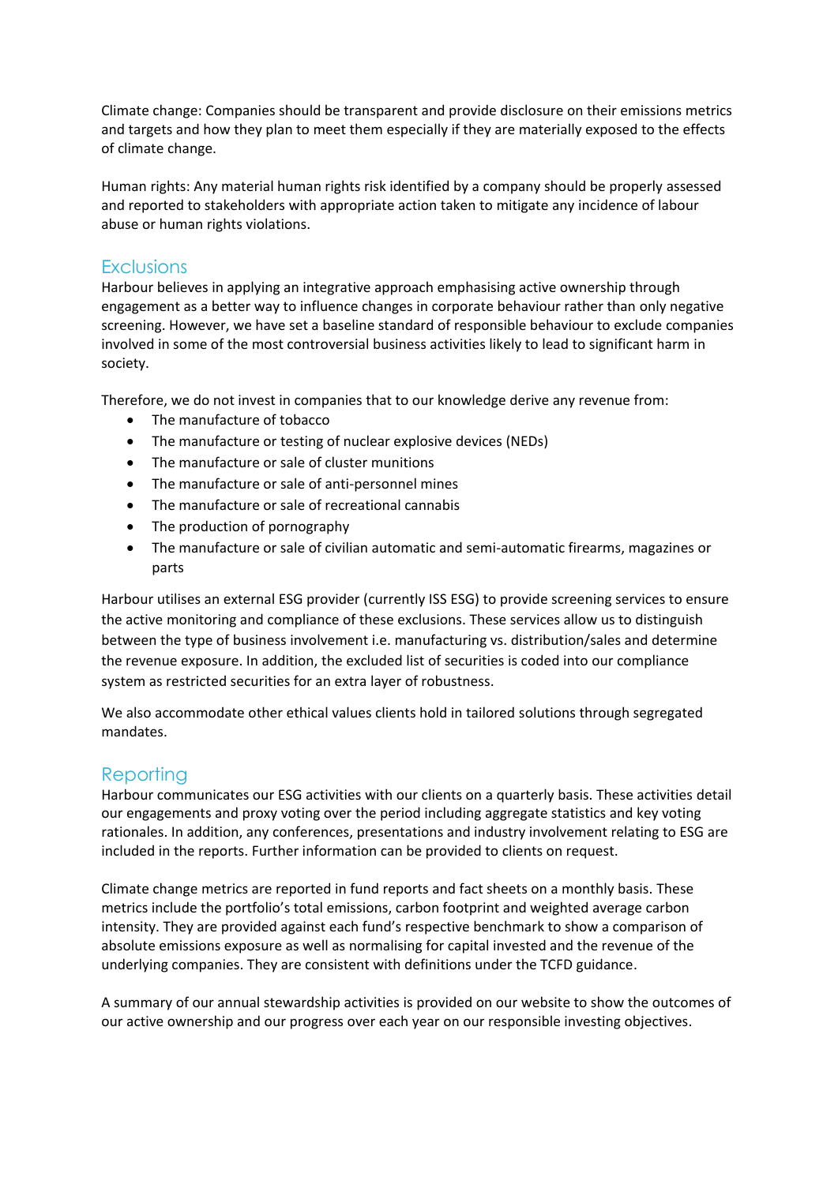Climate change: Companies should be transparent and provide disclosure on their emissions metrics and targets and how they plan to meet them especially if they are materially exposed to the effects of climate change.

Human rights: Any material human rights risk identified by a company should be properly assessed and reported to stakeholders with appropriate action taken to mitigate any incidence of labour abuse or human rights violations.

## Exclusions

Harbour believes in applying an integrative approach emphasising active ownership through engagement as a better way to influence changes in corporate behaviour rather than only negative screening. However, we have set a baseline standard of responsible behaviour to exclude companies involved in some of the most controversial business activities likely to lead to significant harm in society.

Therefore, we do not invest in companies that to our knowledge derive any revenue from:

- The manufacture of tobacco
- The manufacture or testing of nuclear explosive devices (NEDs)
- The manufacture or sale of cluster munitions
- The manufacture or sale of anti-personnel mines
- The manufacture or sale of recreational cannabis
- The production of pornography
- The manufacture or sale of civilian automatic and semi-automatic firearms, magazines or parts

Harbour utilises an external ESG provider (currently ISS ESG) to provide screening services to ensure the active monitoring and compliance of these exclusions. These services allow us to distinguish between the type of business involvement i.e. manufacturing vs. distribution/sales and determine the revenue exposure. In addition, the excluded list of securities is coded into our compliance system as restricted securities for an extra layer of robustness.

We also accommodate other ethical values clients hold in tailored solutions through segregated mandates.

## Reporting

Harbour communicates our ESG activities with our clients on a quarterly basis. These activities detail our engagements and proxy voting over the period including aggregate statistics and key voting rationales. In addition, any conferences, presentations and industry involvement relating to ESG are included in the reports. Further information can be provided to clients on request.

Climate change metrics are reported in fund reports and fact sheets on a monthly basis. These metrics include the portfolio's total emissions, carbon footprint and weighted average carbon intensity. They are provided against each fund's respective benchmark to show a comparison of absolute emissions exposure as well as normalising for capital invested and the revenue of the underlying companies. They are consistent with definitions under the TCFD guidance.

A summary of our annual stewardship activities is provided on our website to show the outcomes of our active ownership and our progress over each year on our responsible investing objectives.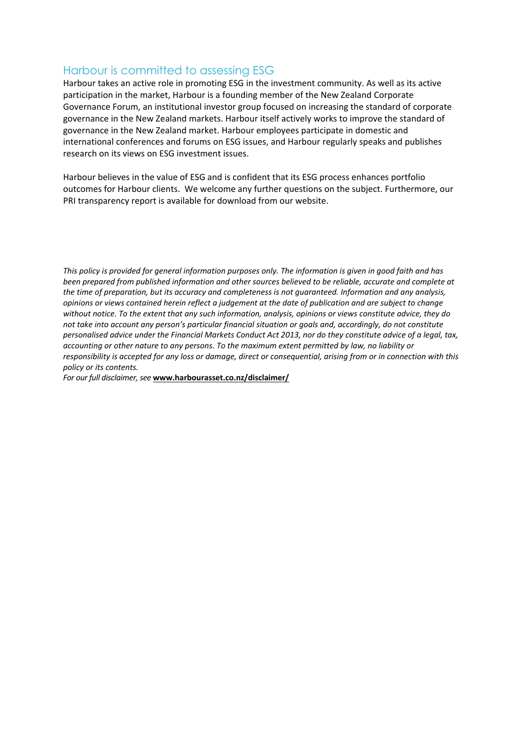## Harbour is committed to assessing ESG

Harbour takes an active role in promoting ESG in the investment community. As well as its active participation in the market, Harbour is a founding member of the New Zealand Corporate Governance Forum, an institutional investor group focused on increasing the standard of corporate governance in the New Zealand markets. Harbour itself actively works to improve the standard of governance in the New Zealand market. Harbour employees participate in domestic and international conferences and forums on ESG issues, and Harbour regularly speaks and publishes research on its views on ESG investment issues.

Harbour believes in the value of ESG and is confident that its ESG process enhances portfolio outcomes for Harbour clients. We welcome any further questions on the subject. Furthermore, our PRI transparency report is available for download from our website.

*This policy is provided for general information purposes only. The information is given in good faith and has been prepared from published information and other sources believed to be reliable, accurate and complete at the time of preparation, but its accuracy and completeness is not guaranteed. Information and any analysis, opinions or views contained herein reflect a judgement at the date of publication and are subject to change without notice. To the extent that any such information, analysis, opinions or views constitute advice, they do not take into account any person's particular financial situation or goals and, accordingly, do not constitute personalised advice under the Financial Markets Conduct Act 2013, nor do they constitute advice of a legal, tax, accounting or other nature to any persons. To the maximum extent permitted by law, no liability or responsibility is accepted for any loss or damage, direct or consequential, arising from or in connection with this policy or its contents.*

*For our full disclaimer, see* **www.harbourasset.co.nz/disclaimer/**